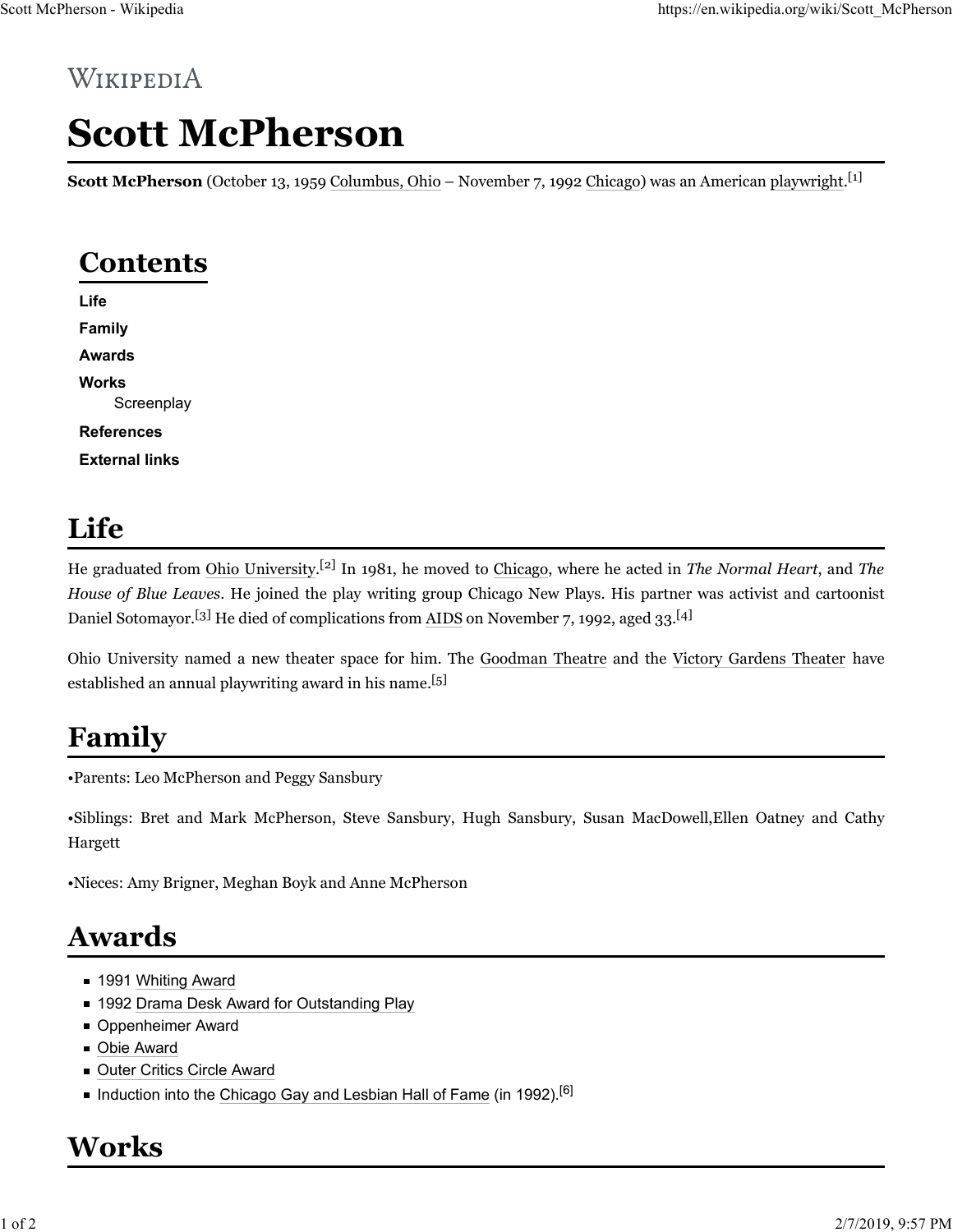WIKIPEDIA

# Scott McPherson

**Scott McPherson** (October 13, 1959 Columbus, Ohio – November 7, 1992 Chicago) was an American playwright.[1]

## Contents

- Life
- Family
- Awards
- Works
  - Screenplay
- References
- External links

## Life

He graduated from Ohio University.[2] In 1981, he moved to Chicago, where he acted in *The Normal Heart*, and *The House of Blue Leaves*. He joined the play writing group Chicago New Plays. His partner was activist and cartoonist Daniel Sotomayor.[3] He died of complications from AIDS on November 7, 1992, aged 33.[4]

Ohio University named a new theater space for him. The Goodman Theatre and the Victory Gardens Theater have established an annual playwriting award in his name.[5]

## Family

•Parents: Leo McPherson and Peggy Sansbury

•Siblings: Bret and Mark McPherson, Steve Sansbury, Hugh Sansbury, Susan MacDowell,Ellen Oatney and Cathy Hargett

•Nieces: Amy Brigner, Meghan Boyk and Anne McPherson

## Awards

- 1991 Whiting Award
- 1992 Drama Desk Award for Outstanding Play
- Oppenheimer Award
- Obie Award
- Outer Critics Circle Award
- Induction into the Chicago Gay and Lesbian Hall of Fame (in 1992).[6]

## Works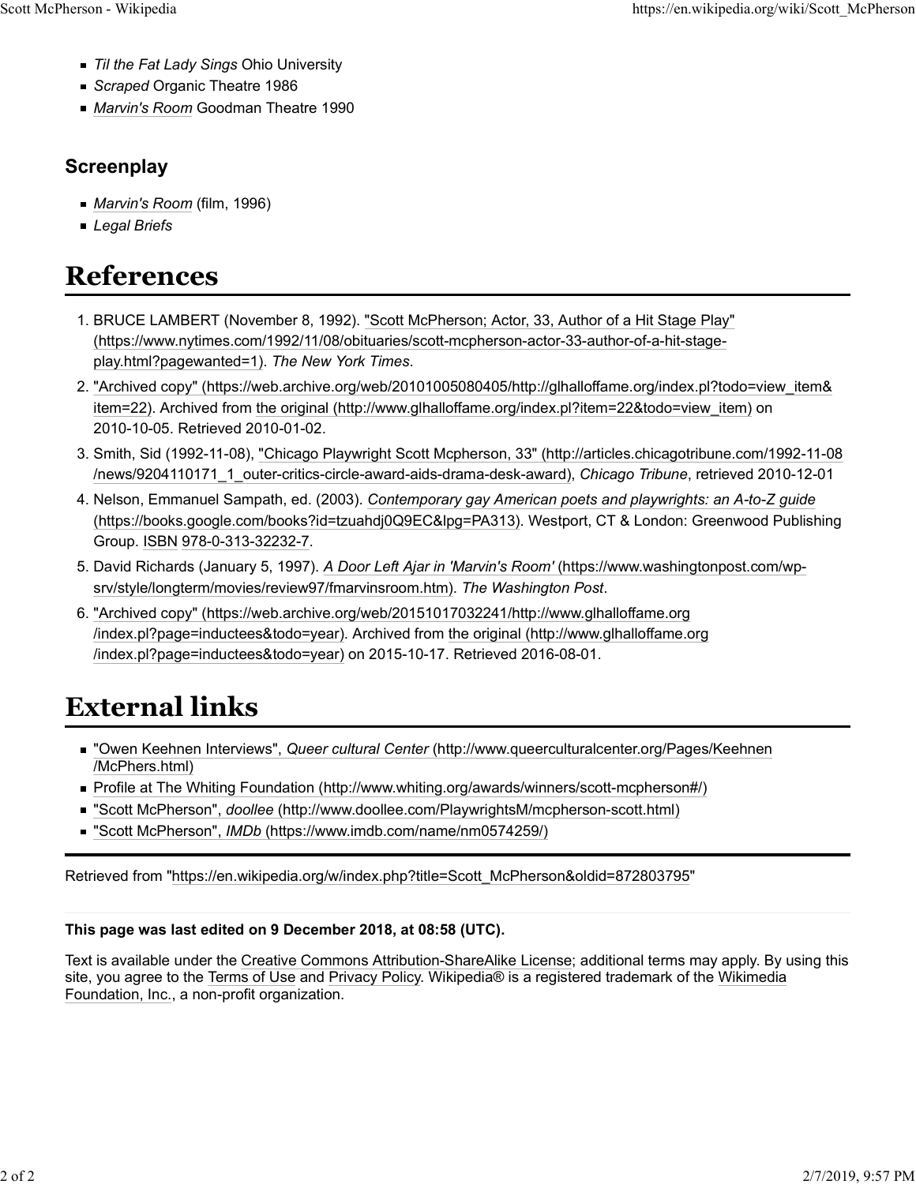- *Til the Fat Lady Sings* Ohio University
- *Scraped* Organic Theatre 1986
- *Marvin's Room* Goodman Theatre 1990

## Screenplay

- *Marvin's Room* (film, 1996)
- *Legal Briefs*

# References

1. BRUCE LAMBERT (November 8, 1992). "Scott McPherson; Actor, 33, Author of a Hit Stage Play" (https://www.nytimes.com/1992/11/08/obituaries/scott-mcpherson-actor-33-author-of-a-hit-stage-play.html?pagewanted=1). *The New York Times*.
2. "Archived copy" (https://web.archive.org/web/20101005080405/http://glhalloffame.org/index.pl?todo=view_item&item=22). Archived from the original (http://www.glhalloffame.org/index.pl?item=22&todo=view_item) on 2010-10-05. Retrieved 2010-01-02.
3. Smith, Sid (1992-11-08), "Chicago Playwright Scott Mcpherson, 33" (http://articles.chicagotribune.com/1992-11-08/news/9204110171_1_outer-critics-circle-award-aids-drama-desk-award), *Chicago Tribune*, retrieved 2010-12-01
4. Nelson, Emmanuel Sampath, ed. (2003). *Contemporary gay American poets and playwrights: an A-to-Z guide* (https://books.google.com/books?id=tzuahdj0Q9EC&lpg=PA313). Westport, CT & London: Greenwood Publishing Group. ISBN 978-0-313-32232-7.
5. David Richards (January 5, 1997). *A Door Left Ajar in 'Marvin's Room'* (https://www.washingtonpost.com/wp-srv/style/longterm/movies/review97/fmarvinsroom.htm). *The Washington Post*.
6. "Archived copy" (https://web.archive.org/web/20151017032241/http://www.glhalloffame.org/index.pl?page=inductees&todo=year). Archived from the original (http://www.glhalloffame.org/index.pl?page=inductees&todo=year) on 2015-10-17. Retrieved 2016-08-01.

# External links

- "Owen Keehnen Interviews", *Queer cultural Center* (http://www.queerculturalcenter.org/Pages/Keehnen/McPhers.html)
- Profile at The Whiting Foundation (http://www.whiting.org/awards/winners/scott-mcpherson#/)
- "Scott McPherson", *doollee* (http://www.doollee.com/PlaywrightsM/mcpherson-scott.html)
- "Scott McPherson", *IMDb* (https://www.imdb.com/name/nm0574259/)

Retrieved from "https://en.wikipedia.org/w/index.php?title=Scott_McPherson&oldid=872803795"

**This page was last edited on 9 December 2018, at 08:58 (UTC).**

Text is available under the Creative Commons Attribution-ShareAlike License; additional terms may apply. By using this site, you agree to the Terms of Use and Privacy Policy. Wikipedia® is a registered trademark of the Wikimedia Foundation, Inc., a non-profit organization.